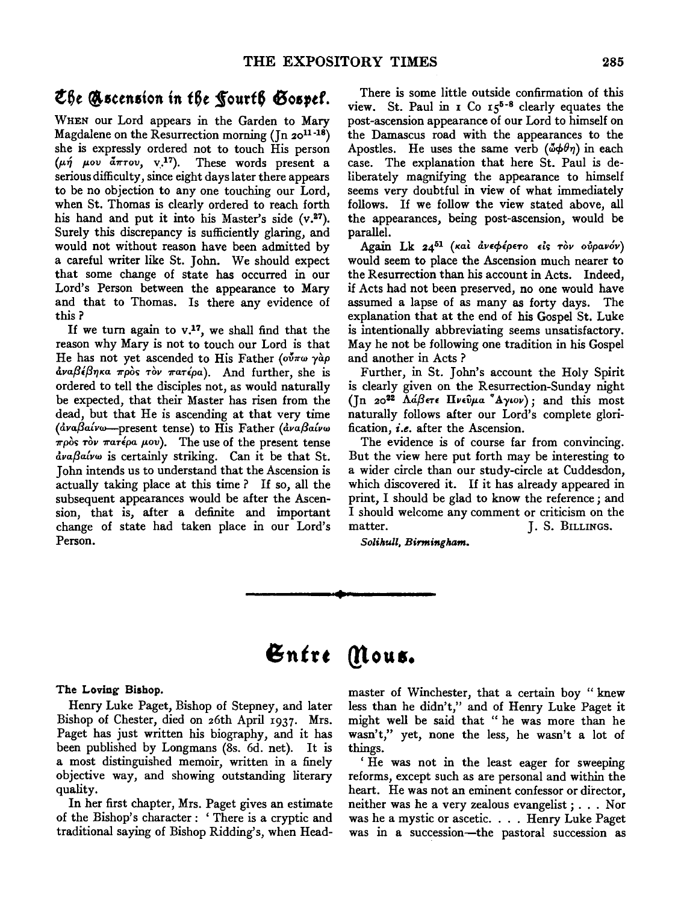## The Ascension in the Fourth Gospel.

When our Lord appears in the Garden to Mary Magdalene on the Resurrection morning (Jn $20^{11-18}$) she is expressly ordered not to touch His person (μή μου ἅπτου, v.[17]). These words present a serious difficulty, since eight days later there appears to be no objection to any one touching our Lord, when St. Thomas is clearly ordered to reach forth his hand and put it into his Master's side (v.[27]). Surely this discrepancy is sufficiently glaring, and would not without reason have been admitted by a careful writer like St. John. We should expect that some change of state has occurred in our Lord's Person between the appearance to Mary and that to Thomas. Is there any evidence of this?

If we turn again to v.[17], we shall find that the reason why Mary is not to touch our Lord is that He has not yet ascended to His Father (οὔπω γὰρ ἀναβέβηκα πρὸς τὸν πατέρα). And further, she is ordered to tell the disciples not, as would naturally be expected, that their Master has risen from the dead, but that He is ascending at that very time (ἀναβαίνω—present tense) to His Father (ἀναβαίνω πρὸς τὸν πατέρα μου). The use of the present tense ἀναβαίνω is certainly striking. Can it be that St. John intends us to understand that the Ascension is actually taking place at this time? If so, all the subsequent appearances would be after the Ascension, that is, after a definite and important change of state had taken place in our Lord's Person.

There is some little outside confirmation of this view. St. Paul in 1 Co $15^{5-8}$ clearly equates the post-ascension appearance of our Lord to himself on the Damascus road with the appearances to the Apostles. He uses the same verb (ὤφθη) in each case. The explanation that here St. Paul is deliberately magnifying the appearance to himself seems very doubtful in view of what immediately follows. If we follow the view stated above, all the appearances, being post-ascension, would be parallel.

Again Lk $24^{51}$ (καὶ ἀνεφέρετο εἰς τὸν οὐρανόν) would seem to place the Ascension much nearer to the Resurrection than his account in Acts. Indeed, if Acts had not been preserved, no one would have assumed a lapse of as many as forty days. The explanation that at the end of his Gospel St. Luke is intentionally abbreviating seems unsatisfactory. May he not be following one tradition in his Gospel and another in Acts?

Further, in St. John's account the Holy Spirit is clearly given on the Resurrection-Sunday night (Jn $20^{22}$ Λάβετε Πνεῦμα Ἅγιον); and this most naturally follows after our Lord's complete glorification, *i.e.* after the Ascension.

The evidence is of course far from convincing. But the view here put forth may be interesting to a wider circle than our study-circle at Cuddesdon, which discovered it. If it has already appeared in print, I should be glad to know the reference; and I should welcome any comment or criticism on the matter.

J. S. Billings.

*Solihull, Birmingham.*

---

# Entre Nous.

**The Loving Bishop.**

Henry Luke Paget, Bishop of Stepney, and later Bishop of Chester, died on 26th April 1937. Mrs. Paget has just written his biography, and it has been published by Longmans (8s. 6d. net). It is a most distinguished memoir, written in a finely objective way, and showing outstanding literary quality.

In her first chapter, Mrs. Paget gives an estimate of the Bishop's character: 'There is a cryptic and traditional saying of Bishop Ridding's, when Headmaster of Winchester, that a certain boy "knew less than he didn't," and of Henry Luke Paget it might well be said that "he was more than he wasn't," yet, none the less, he wasn't a lot of things.

'He was not in the least eager for sweeping reforms, except such as are personal and within the heart. He was not an eminent confessor or director, neither was he a very zealous evangelist; . . . Nor was he a mystic or ascetic. . . . Henry Luke Paget was in a succession—the pastoral succession as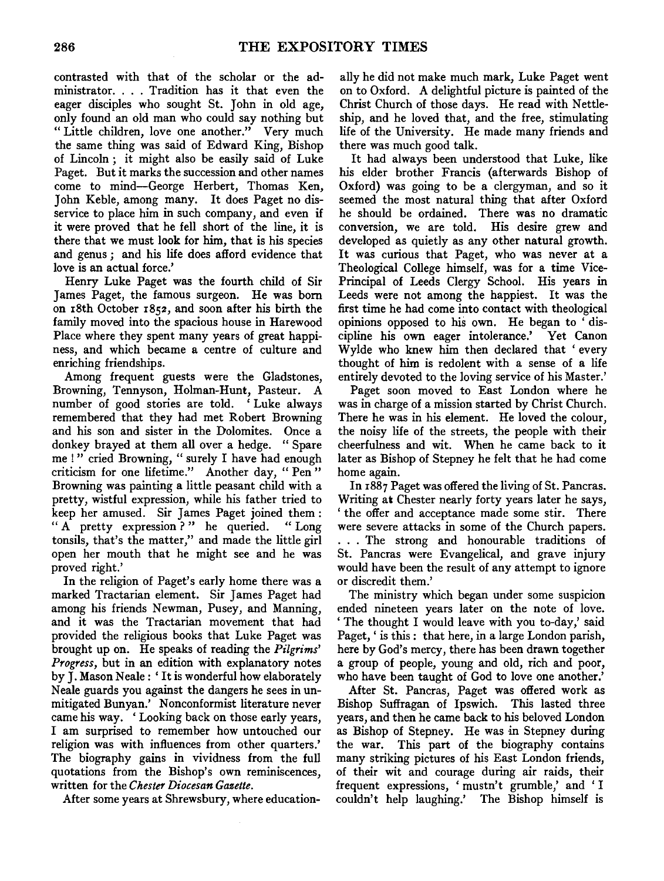contrasted with that of the scholar or the administrator. . . . Tradition has it that even the eager disciples who sought St. John in old age, only found an old man who could say nothing but "Little children, love one another." Very much the same thing was said of Edward King, Bishop of Lincoln; it might also be easily said of Luke Paget. But it marks the succession and other names come to mind—George Herbert, Thomas Ken, John Keble, among many. It does Paget no disservice to place him in such company, and even if it were proved that he fell short of the line, it is there that we must look for him, that is his species and genus; and his life does afford evidence that love is an actual force.'

Henry Luke Paget was the fourth child of Sir James Paget, the famous surgeon. He was born on 18th October 1852, and soon after his birth the family moved into the spacious house in Harewood Place where they spent many years of great happiness, and which became a centre of culture and enriching friendships.

Among frequent guests were the Gladstones, Browning, Tennyson, Holman-Hunt, Pasteur. A number of good stories are told. 'Luke always remembered that they had met Robert Browning and his son and sister in the Dolomites. Once a donkey brayed at them all over a hedge. "Spare me!" cried Browning, "surely I have had enough criticism for one lifetime." Another day, "Pen" Browning was painting a little peasant child with a pretty, wistful expression, while his father tried to keep her amused. Sir James Paget joined them: "A pretty expression?" he queried. "Long tonsils, that's the matter," and made the little girl open her mouth that he might see and he was proved right.'

In the religion of Paget's early home there was a marked Tractarian element. Sir James Paget had among his friends Newman, Pusey, and Manning, and it was the Tractarian movement that had provided the religious books that Luke Paget was brought up on. He speaks of reading the *Pilgrims' Progress*, but in an edition with explanatory notes by J. Mason Neale: 'It is wonderful how elaborately Neale guards you against the dangers he sees in unmitigated Bunyan.' Nonconformist literature never came his way. 'Looking back on those early years, I am surprised to remember how untouched our religion was with influences from other quarters.' The biography gains in vividness from the full quotations from the Bishop's own reminiscences, written for the *Chester Diocesan Gazette*.

After some years at Shrewsbury, where educationally he did not make much mark, Luke Paget went on to Oxford. A delightful picture is painted of the Christ Church of those days. He read with Nettleship, and he loved that, and the free, stimulating life of the University. He made many friends and there was much good talk.

It had always been understood that Luke, like his elder brother Francis (afterwards Bishop of Oxford) was going to be a clergyman, and so it seemed the most natural thing that after Oxford he should be ordained. There was no dramatic conversion, we are told. His desire grew and developed as quietly as any other natural growth. It was curious that Paget, who was never at a Theological College himself, was for a time Vice-Principal of Leeds Clergy School. His years in Leeds were not among the happiest. It was the first time he had come into contact with theological opinions opposed to his own. He began to 'discipline his own eager intolerance.' Yet Canon Wylde who knew him then declared that 'every thought of him is redolent with a sense of a life entirely devoted to the loving service of his Master.'

Paget soon moved to East London where he was in charge of a mission started by Christ Church. There he was in his element. He loved the colour, the noisy life of the streets, the people with their cheerfulness and wit. When he came back to it later as Bishop of Stepney he felt that he had come home again.

In 1887 Paget was offered the living of St. Pancras. Writing at Chester nearly forty years later he says, 'the offer and acceptance made some stir. There were severe attacks in some of the Church papers. . . . The strong and honourable traditions of St. Pancras were Evangelical, and grave injury would have been the result of any attempt to ignore or discredit them.'

The ministry which began under some suspicion ended nineteen years later on the note of love. 'The thought I would leave with you to-day,' said Paget, 'is this: that here, in a large London parish, here by God's mercy, there has been drawn together a group of people, young and old, rich and poor, who have been taught of God to love one another.'

After St. Pancras, Paget was offered work as Bishop Suffragan of Ipswich. This lasted three years, and then he came back to his beloved London as Bishop of Stepney. He was in Stepney during the war. This part of the biography contains many striking pictures of his East London friends, of their wit and courage during air raids, their frequent expressions, 'mustn't grumble,' and 'I couldn't help laughing.' The Bishop himself is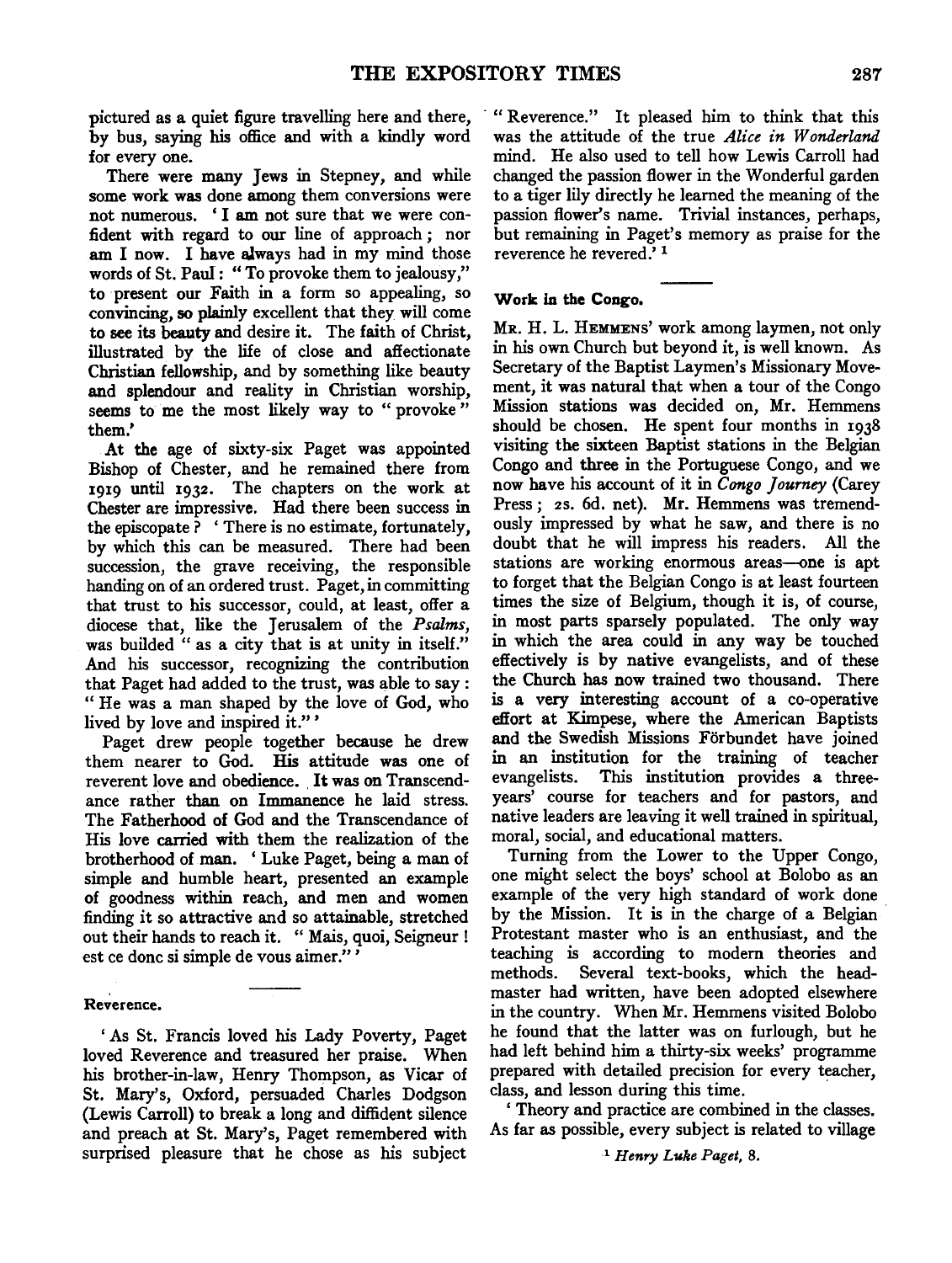pictured as a quiet figure travelling here and there, by bus, saying his office and with a kindly word for every one.

There were many Jews in Stepney, and while some work was done among them conversions were not numerous. 'I am not sure that we were confident with regard to our line of approach; nor am I now. I have always had in my mind those words of St. Paul: "To provoke them to jealousy," to present our Faith in a form so appealing, so convincing, so plainly excellent that they will come to see its beauty and desire it. The faith of Christ, illustrated by the life of close and affectionate Christian fellowship, and by something like beauty and splendour and reality in Christian worship, seems to me the most likely way to "provoke" them.'

At the age of sixty-six Paget was appointed Bishop of Chester, and he remained there from 1919 until 1932. The chapters on the work at Chester are impressive. Had there been success in the episcopate? 'There is no estimate, fortunately, by which this can be measured. There had been succession, the grave receiving, the responsible handing on of an ordered trust. Paget, in committing that trust to his successor, could, at least, offer a diocese that, like the Jerusalem of the *Psalms*, was builded "as a city that is at unity in itself." And his successor, recognizing the contribution that Paget had added to the trust, was able to say: "He was a man shaped by the love of God, who lived by love and inspired it."'

Paget drew people together because he drew them nearer to God. His attitude was one of reverent love and obedience. It was on Transcendance rather than on Immanence he laid stress. The Fatherhood of God and the Transcendance of His love carried with them the realization of the brotherhood of man. 'Luke Paget, being a man of simple and humble heart, presented an example of goodness within reach, and men and women finding it so attractive and so attainable, stretched out their hands to reach it. "Mais, quoi, Seigneur! est ce donc si simple de vous aimer."'

#### Reverence.

'As St. Francis loved his Lady Poverty, Paget loved Reverence and treasured her praise. When his brother-in-law, Henry Thompson, as Vicar of St. Mary's, Oxford, persuaded Charles Dodgson (Lewis Carroll) to break a long and diffident silence and preach at St. Mary's, Paget remembered with surprised pleasure that he chose as his subject "Reverence." It pleased him to think that this was the attitude of the true *Alice in Wonderland* mind. He also used to tell how Lewis Carroll had changed the passion flower in the Wonderful garden to a tiger lily directly he learned the meaning of the passion flower's name. Trivial instances, perhaps, but remaining in Paget's memory as praise for the reverence he revered.'[1]

#### Work in the Congo.

Mr. H. L. Hemmens' work among laymen, not only in his own Church but beyond it, is well known. As Secretary of the Baptist Laymen's Missionary Movement, it was natural that when a tour of the Congo Mission stations was decided on, Mr. Hemmens should be chosen. He spent four months in 1938 visiting the sixteen Baptist stations in the Belgian Congo and three in the Portuguese Congo, and we now have his account of it in *Congo Journey* (Carey Press; 2s. 6d. net). Mr. Hemmens was tremendously impressed by what he saw, and there is no doubt that he will impress his readers. All the stations are working enormous areas—one is apt to forget that the Belgian Congo is at least fourteen times the size of Belgium, though it is, of course, in most parts sparsely populated. The only way in which the area could in any way be touched effectively is by native evangelists, and of these the Church has now trained two thousand. There is a very interesting account of a co-operative effort at Kimpese, where the American Baptists and the Swedish Missions Förbundet have joined in an institution for the training of teacher evangelists. This institution provides a three-years' course for teachers and for pastors, and native leaders are leaving it well trained in spiritual, moral, social, and educational matters.

Turning from the Lower to the Upper Congo, one might select the boys' school at Bolobo as an example of the very high standard of work done by the Mission. It is in the charge of a Belgian Protestant master who is an enthusiast, and the teaching is according to modern theories and methods. Several text-books, which the headmaster had written, have been adopted elsewhere in the country. When Mr. Hemmens visited Bolobo he found that the latter was on furlough, but he had left behind him a thirty-six weeks' programme prepared with detailed precision for every teacher, class, and lesson during this time.

'Theory and practice are combined in the classes. As far as possible, every subject is related to village

[1] *Henry Luke Paget*, 8.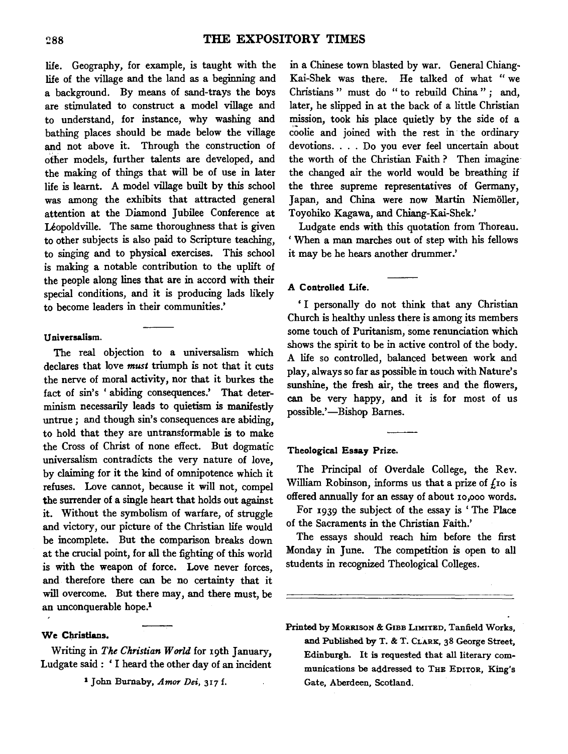life. Geography, for example, is taught with the life of the village and the land as a beginning and a background. By means of sand-trays the boys are stimulated to construct a model village and to understand, for instance, why washing and bathing places should be made below the village and not above it. Through the construction of other models, further talents are developed, and the making of things that will be of use in later life is learnt. A model village built by this school was among the exhibits that attracted general attention at the Diamond Jubilee Conference at Léopoldville. The same thoroughness that is given to other subjects is also paid to Scripture teaching, to singing and to physical exercises. This school is making a notable contribution to the uplift of the people along lines that are in accord with their special conditions, and it is producing lads likely to become leaders in their communities.'

#### Universalism.

The real objection to a universalism which declares that love *must* triumph is not that it cuts the nerve of moral activity, nor that it burkes the fact of sin's 'abiding consequences.' That determinism necessarily leads to quietism is manifestly untrue; and though sin's consequences are abiding, to hold that they are untransformable is to make the Cross of Christ of none effect. But dogmatic universalism contradicts the very nature of love, by claiming for it the kind of omnipotence which it refuses. Love cannot, because it will not, compel the surrender of a single heart that holds out against it. Without the symbolism of warfare, of struggle and victory, our picture of the Christian life would be incomplete. But the comparison breaks down at the crucial point, for all the fighting of this world is with the weapon of force. Love never forces, and therefore there can be no certainty that it will overcome. But there may, and there must, be an unconquerable hope.[1]

[1] John Burnaby, *Amor Dei*, 317 f.

#### We Christians.

Writing in *The Christian World* for 19th January, Ludgate said: 'I heard the other day of an incident in a Chinese town blasted by war. General Chiang-Kai-Shek was there. He talked of what "we Christians" must do "to rebuild China"; and, later, he slipped in at the back of a little Christian mission, took his place quietly by the side of a coolie and joined with the rest in the ordinary devotions. . . . Do you ever feel uncertain about the worth of the Christian Faith? Then imagine the changed air the world would be breathing if the three supreme representatives of Germany, Japan, and China were now Martin Niemöller, Toyohiko Kagawa, and Chiang-Kai-Shek.'

Ludgate ends with this quotation from Thoreau. 'When a man marches out of step with his fellows it may be he hears another drummer.'

#### A Controlled Life.

'I personally do not think that any Christian Church is healthy unless there is among its members some touch of Puritanism, some renunciation which shows the spirit to be in active control of the body. A life so controlled, balanced between work and play, always so far as possible in touch with Nature's sunshine, the fresh air, the trees and the flowers, can be very happy, and it is for most of us possible.'—Bishop Barnes.

#### Theological Essay Prize.

The Principal of Overdale College, the Rev. William Robinson, informs us that a prize of £10 is offered annually for an essay of about 10,000 words.

For 1939 the subject of the essay is 'The Place of the Sacraments in the Christian Faith.'

The essays should reach him before the first Monday in June. The competition is open to all students in recognized Theological Colleges.

---

Printed by Morrison & Gibb Limited, Tanfield Works, and Published by T. & T. Clark, 38 George Street, Edinburgh. It is requested that all literary communications be addressed to The Editor, King's Gate, Aberdeen, Scotland.